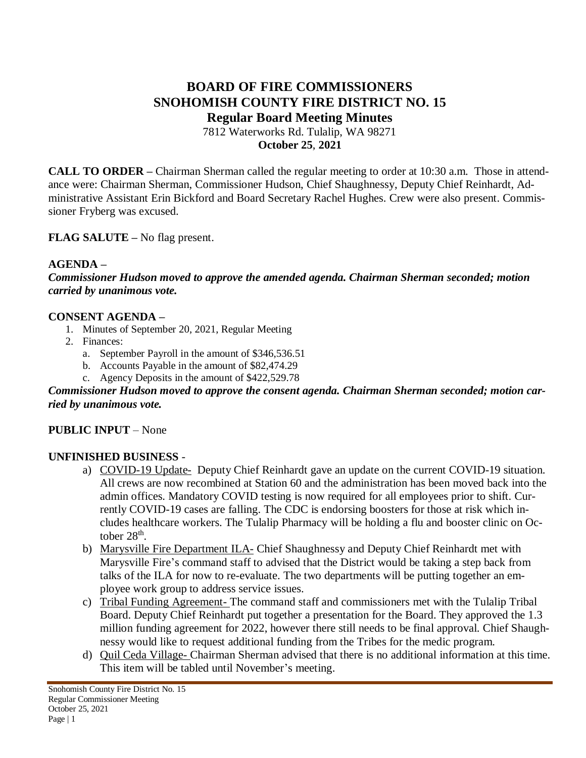# BOARD OF FIRE COMMISSIONERS
# SNOHOMISH COUNTY FIRE DISTRICT NO. 15
## Regular Board Meeting Minutes

7812 Waterworks Rd. Tulalip, WA 98271
**October 25, 2021**

**CALL TO ORDER –** Chairman Sherman called the regular meeting to order at 10:30 a.m. Those in attendance were: Chairman Sherman, Commissioner Hudson, Chief Shaughnessy, Deputy Chief Reinhardt, Administrative Assistant Erin Bickford and Board Secretary Rachel Hughes. Crew were also present. Commissioner Fryberg was excused.

**FLAG SALUTE –** No flag present.

**AGENDA –**

***Commissioner Hudson moved to approve the amended agenda. Chairman Sherman seconded; motion carried by unanimous vote.***

**CONSENT AGENDA –**

1. Minutes of September 20, 2021, Regular Meeting
2. Finances:
   a. September Payroll in the amount of $346,536.51
   b. Accounts Payable in the amount of $82,474.29
   c. Agency Deposits in the amount of $422,529.78

***Commissioner Hudson moved to approve the consent agenda. Chairman Sherman seconded; motion carried by unanimous vote.***

**PUBLIC INPUT** – None

**UNFINISHED BUSINESS** -

a) COVID-19 Update- Deputy Chief Reinhardt gave an update on the current COVID-19 situation. All crews are now recombined at Station 60 and the administration has been moved back into the admin offices. Mandatory COVID testing is now required for all employees prior to shift. Currently COVID-19 cases are falling. The CDC is endorsing boosters for those at risk which includes healthcare workers. The Tulalip Pharmacy will be holding a flu and booster clinic on October 28th.

b) Marysville Fire Department ILA- Chief Shaughnessy and Deputy Chief Reinhardt met with Marysville Fire's command staff to advised that the District would be taking a step back from talks of the ILA for now to re-evaluate. The two departments will be putting together an employee work group to address service issues.

c) Tribal Funding Agreement- The command staff and commissioners met with the Tulalip Tribal Board. Deputy Chief Reinhardt put together a presentation for the Board. They approved the 1.3 million funding agreement for 2022, however there still needs to be final approval. Chief Shaughnessy would like to request additional funding from the Tribes for the medic program.

d) Quil Ceda Village- Chairman Sherman advised that there is no additional information at this time. This item will be tabled until November's meeting.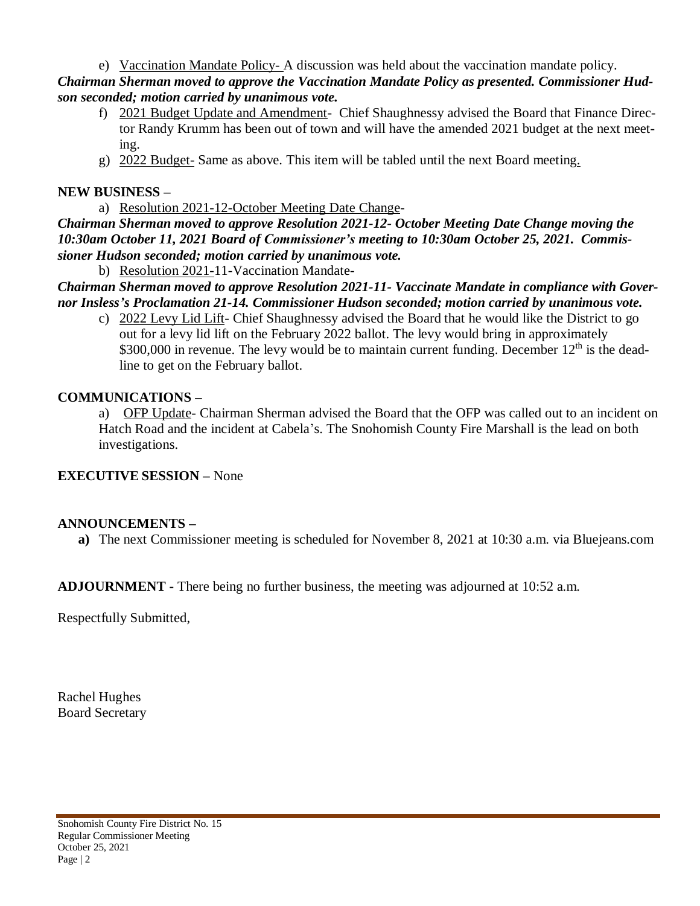e) Vaccination Mandate Policy- A discussion was held about the vaccination mandate policy.

***Chairman Sherman moved to approve the Vaccination Mandate Policy as presented. Commissioner Hudson seconded; motion carried by unanimous vote.***

f) 2021 Budget Update and Amendment- Chief Shaughnessy advised the Board that Finance Director Randy Krumm has been out of town and will have the amended 2021 budget at the next meeting.

g) 2022 Budget- Same as above. This item will be tabled until the next Board meeting.

**NEW BUSINESS –**

a) Resolution 2021-12-October Meeting Date Change-

***Chairman Sherman moved to approve Resolution 2021-12- October Meeting Date Change moving the 10:30am October 11, 2021 Board of Commissioner's meeting to 10:30am October 25, 2021. Commissioner Hudson seconded; motion carried by unanimous vote.***

b) Resolution 2021-11-Vaccination Mandate-

***Chairman Sherman moved to approve Resolution 2021-11- Vaccinate Mandate in compliance with Governor Insless's Proclamation 21-14. Commissioner Hudson seconded; motion carried by unanimous vote.***

c) 2022 Levy Lid Lift- Chief Shaughnessy advised the Board that he would like the District to go out for a levy lid lift on the February 2022 ballot. The levy would bring in approximately $300,000 in revenue. The levy would be to maintain current funding. December 12th is the deadline to get on the February ballot.

**COMMUNICATIONS –**

a) OFP Update- Chairman Sherman advised the Board that the OFP was called out to an incident on Hatch Road and the incident at Cabela's. The Snohomish County Fire Marshall is the lead on both investigations.

**EXECUTIVE SESSION –** None

**ANNOUNCEMENTS –**

**a)** The next Commissioner meeting is scheduled for November 8, 2021 at 10:30 a.m. via Bluejeans.com

**ADJOURNMENT -** There being no further business, the meeting was adjourned at 10:52 a.m.

Respectfully Submitted,

Rachel Hughes
Board Secretary